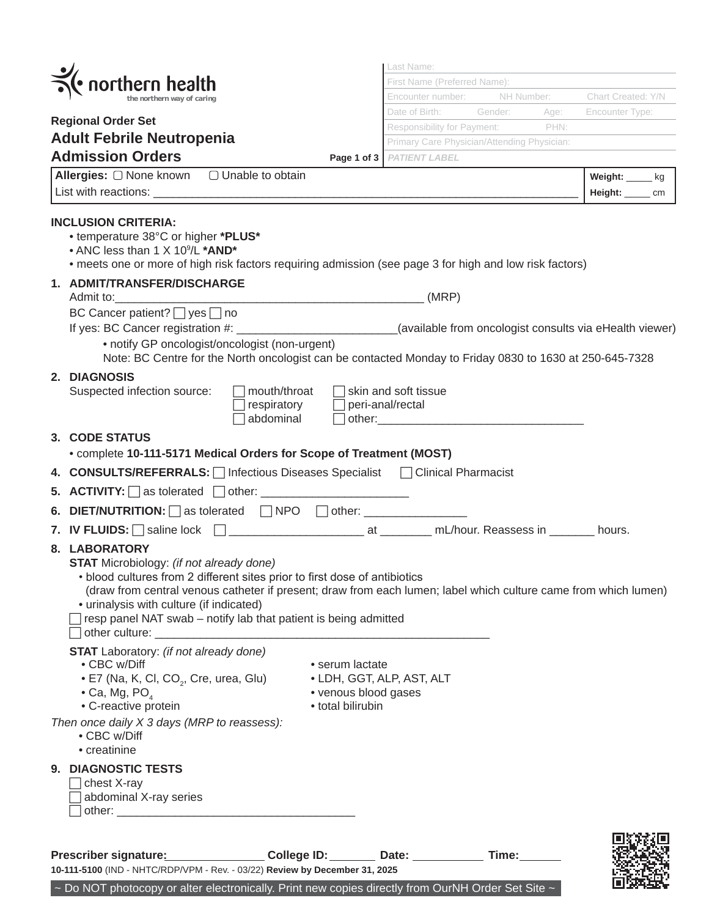northern health
the northern way of caring

Regional Order Set

# Adult Febrile Neutropenia Admission Orders

| Last Name: | | |
|---|---|---|
| First Name (Preferred Name): | | |
| Encounter number: | NH Number: | Chart Created: Y/N |
| Date of Birth: Gender: | Age: | Encounter Type: |
| Responsibility for Payment: | PHN: | |
| Primary Care Physician/Attending Physician: | | |
| *PATIENT LABEL* | | |

**Allergies:** ▢ None known ▢ Unable to obtain
List with reactions: ______________________________________________

**Weight:** _____ kg
**Height:** _____ cm

**INCLUSION CRITERIA:**
- temperature 38°C or higher ***PLUS***
- ANC less than 1 X $10^9$/L ***AND***
- meets one or more of high risk factors requiring admission (see page 3 for high and low risk factors)

**1. ADMIT/TRANSFER/DISCHARGE**

Admit to:_______________________________________________ (MRP)

BC Cancer patient? ☐ yes ☐ no

If yes: BC Cancer registration #: ________________________(available from oncologist consults via eHealth viewer)
- notify GP oncologist/oncologist (non-urgent)

Note: BC Centre for the North oncologist can be contacted Monday to Friday 0830 to 1630 at 250-645-7328

**2. DIAGNOSIS**

Suspected infection source:
- ☐ mouth/throat
- ☐ respiratory
- ☐ abdominal
- ☐ skin and soft tissue
- ☐ peri-anal/rectal
- ☐ other:_______________________________

**3. CODE STATUS**
- complete **10-111-5171 Medical Orders for Scope of Treatment (MOST)**

**4. CONSULTS/REFERRALS:** ☐ Infectious Diseases Specialist ☐ Clinical Pharmacist

**5. ACTIVITY:** ☐ as tolerated ☐ other: ______________________

**6. DIET/NUTRITION:** ☐ as tolerated ☐ NPO ☐ other: ________________

**7. IV FLUIDS:** ☐ saline lock ☐ ____________________ at ________ mL/hour. Reassess in _______ hours.

**8. LABORATORY**

**STAT** Microbiology: *(if not already done)*
- blood cultures from 2 different sites prior to first dose of antibiotics (draw from central venous catheter if present; draw from each lumen; label which culture came from which lumen)
- urinalysis with culture (if indicated)

☐ resp panel NAT swab – notify lab that patient is being admitted
☐ other culture: ____________________________________________________

**STAT** Laboratory: *(if not already done)*
- CBC w/Diff
- E7 (Na, K, Cl, $CO_2$, Cre, urea, Glu)
- Ca, Mg, $PO_4$
- C-reactive protein
- serum lactate
- LDH, GGT, ALP, AST, ALT
- venous blood gases
- total bilirubin

*Then once daily X 3 days (MRP to reassess):*
- CBC w/Diff
- creatinine

**9. DIAGNOSTIC TESTS**

☐ chest X-ray
☐ abdominal X-ray series
☐ other: ____________________________________

**Prescriber signature:**_______________ **College ID:**_______ **Date:** ___________ **Time:**_______

**10-111-5100** (IND - NHTC/RDP/VPM - Rev. - 03/22) **Review by December 31, 2025**

~ Do NOT photocopy or alter electronically. Print new copies directly from OurNH Order Set Site ~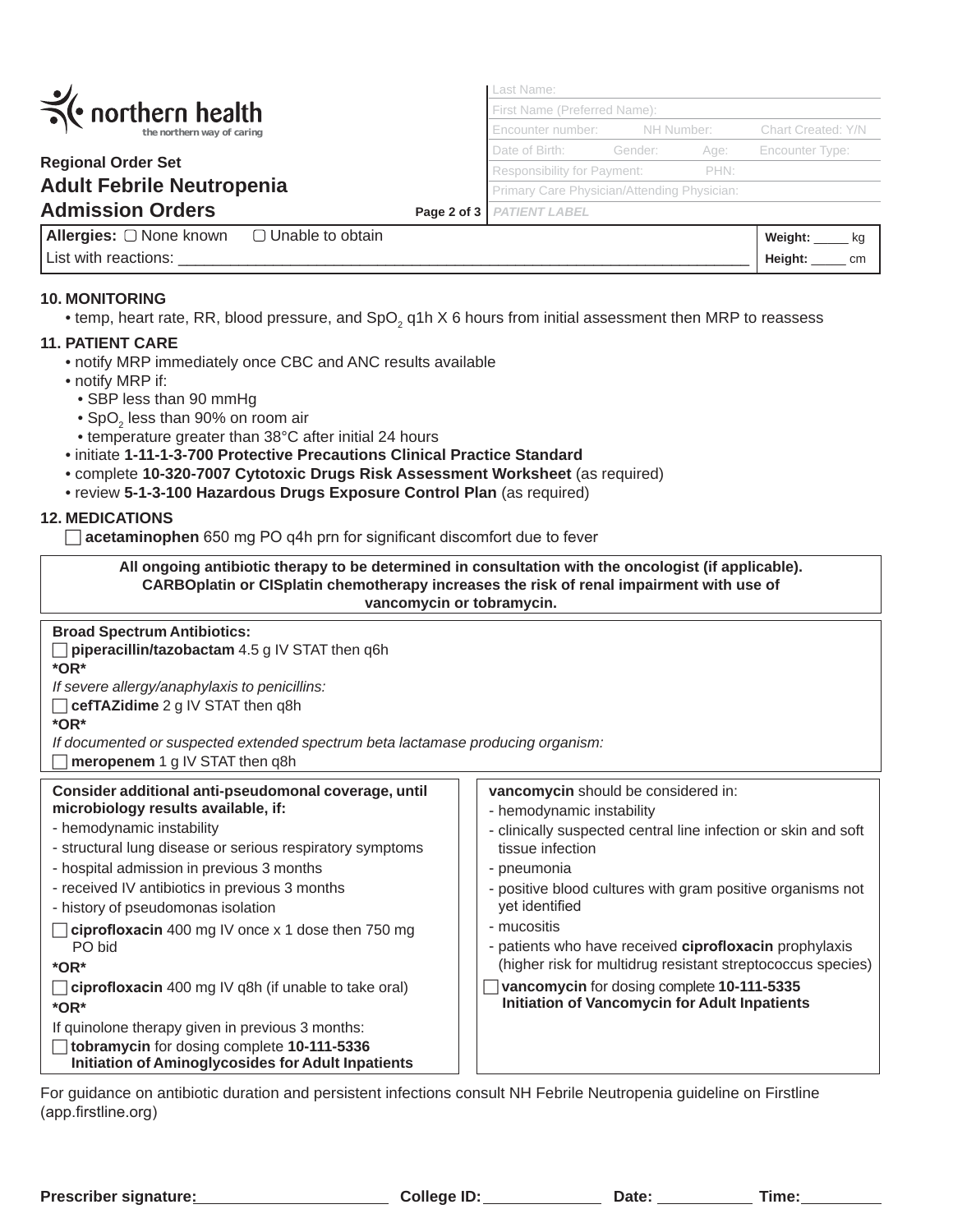**northern health**
the northern way of caring

Regional Order Set
## Adult Febrile Neutropenia Admission Orders

Last Name:
First Name (Preferred Name):
Encounter number: NH Number: Chart Created: Y/N
Date of Birth: Gender: Age: Encounter Type:
Responsibility for Payment: PHN:
Primary Care Physician/Attending Physician:
PATIENT LABEL

**Allergies:** ▢ None known ▢ Unable to obtain
List with reactions: ______________________________

**Weight:** _____ kg
**Height:** _____ cm

### 10. MONITORING

- temp, heart rate, RR, blood pressure, and $SpO_2$ q1h X 6 hours from initial assessment then MRP to reassess

### 11. PATIENT CARE

- notify MRP immediately once CBC and ANC results available
- notify MRP if:
  - SBP less than 90 mmHg
  - $SpO_2$ less than 90% on room air
  - temperature greater than 38°C after initial 24 hours
- initiate **1-11-1-3-700 Protective Precautions Clinical Practice Standard**
- complete **10-320-7007 Cytotoxic Drugs Risk Assessment Worksheet** (as required)
- review **5-1-3-100 Hazardous Drugs Exposure Control Plan** (as required)

### 12. MEDICATIONS

☐ **acetaminophen** 650 mg PO q4h prn for significant discomfort due to fever

**All ongoing antibiotic therapy to be determined in consultation with the oncologist (if applicable). CARBOplatin or CISplatin chemotherapy increases the risk of renal impairment with use of vancomycin or tobramycin.**

**Broad Spectrum Antibiotics:**

☐ **piperacillin/tazobactam** 4.5 g IV STAT then q6h

***OR***

*If severe allergy/anaphylaxis to penicillins:*

☐ **cefTAZidime** 2 g IV STAT then q8h

***OR***

*If documented or suspected extended spectrum beta lactamase producing organism:*

☐ **meropenem** 1 g IV STAT then q8h

**Consider additional anti-pseudomonal coverage, until microbiology results available, if:**

- hemodynamic instability
- structural lung disease or serious respiratory symptoms
- hospital admission in previous 3 months
- received IV antibiotics in previous 3 months
- history of pseudomonas isolation

☐ **ciprofloxacin** 400 mg IV once x 1 dose then 750 mg PO bid

***OR***

☐ **ciprofloxacin** 400 mg IV q8h (if unable to take oral)

***OR***

If quinolone therapy given in previous 3 months:

☐ **tobramycin** for dosing complete **10-111-5336 Initiation of Aminoglycosides for Adult Inpatients**

**vancomycin** should be considered in:

- hemodynamic instability
- clinically suspected central line infection or skin and soft tissue infection
- pneumonia
- positive blood cultures with gram positive organisms not yet identified
- mucositis
- patients who have received **ciprofloxacin** prophylaxis (higher risk for multidrug resistant streptococcus species)

☐ **vancomycin** for dosing complete **10-111-5335 Initiation of Vancomycin for Adult Inpatients**

For guidance on antibiotic duration and persistent infections consult NH Febrile Neutropenia guideline on Firstline (app.firstline.org)

**Prescriber signature:** __________ **College ID:** __________ **Date:** __________ **Time:** __________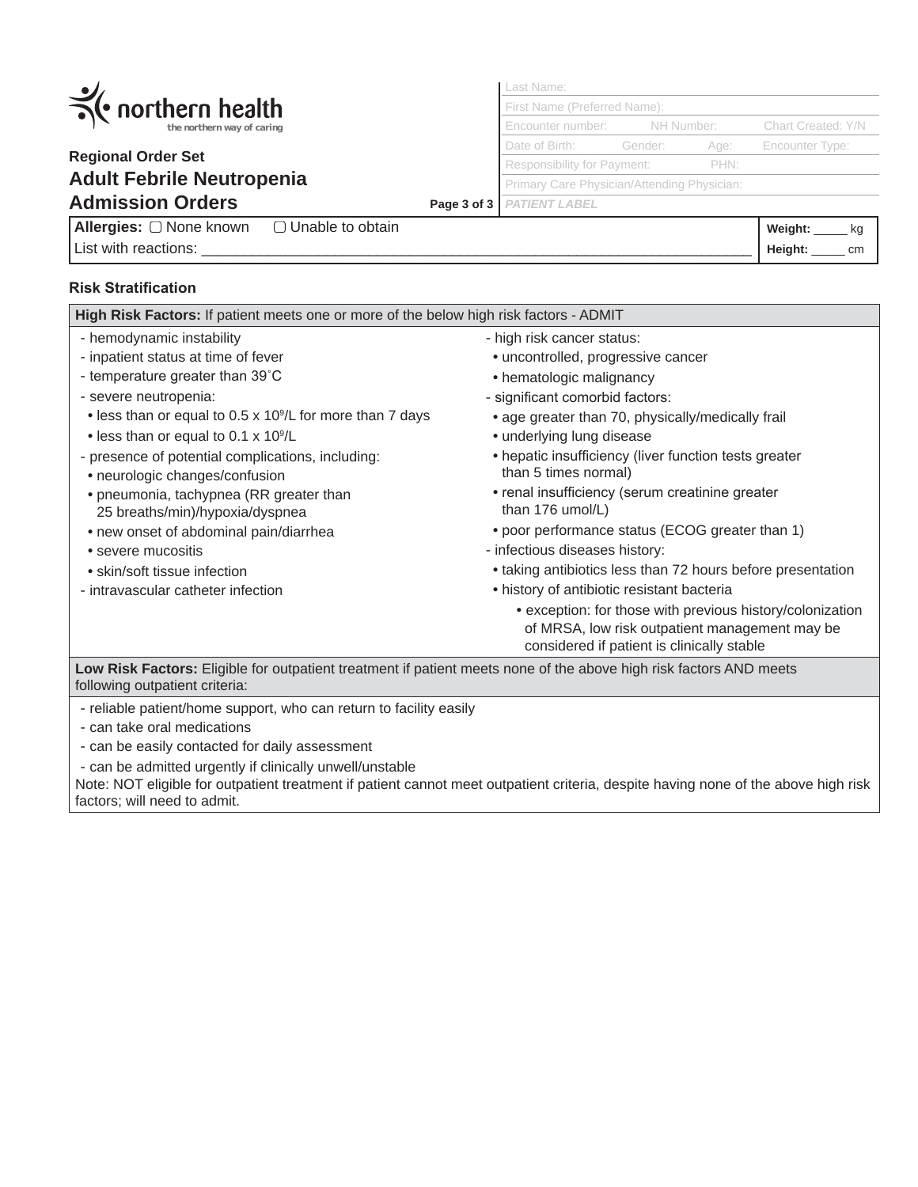northern health
the northern way of caring

**Regional Order Set**

# Adult Febrile Neutropenia Admission Orders

| | |
|---|---|
| Last Name: | |
| First Name (Preferred Name): | |
| Encounter number: NH Number: | Chart Created: Y/N |
| Date of Birth: Gender: Age: | Encounter Type: |
| Responsibility for Payment: | PHN: |
| Primary Care Physician/Attending Physician: | |
| *PATIENT LABEL* | |

**Allergies:** ▢ None known ▢ Unable to obtain

List with reactions: ______________________________________________________________________

**Weight:** _____ kg

**Height:** _____ cm

## Risk Stratification

**High Risk Factors:** If patient meets one or more of the below high risk factors - ADMIT

- hemodynamic instability
- inpatient status at time of fever
- temperature greater than 39˚C
- severe neutropenia:
  - less than or equal to $0.5 \times 10^9$/L for more than 7 days
  - less than or equal to $0.1 \times 10^9$/L
- presence of potential complications, including:
  - neurologic changes/confusion
  - pneumonia, tachypnea (RR greater than 25 breaths/min)/hypoxia/dyspnea
  - new onset of abdominal pain/diarrhea
  - severe mucositis
  - skin/soft tissue infection
- intravascular catheter infection
- high risk cancer status:
  - uncontrolled, progressive cancer
  - hematologic malignancy
- significant comorbid factors:
  - age greater than 70, physically/medically frail
  - underlying lung disease
  - hepatic insufficiency (liver function tests greater than 5 times normal)
  - renal insufficiency (serum creatinine greater than 176 umol/L)
  - poor performance status (ECOG greater than 1)
- infectious diseases history:
  - taking antibiotics less than 72 hours before presentation
  - history of antibiotic resistant bacteria
    - exception: for those with previous history/colonization of MRSA, low risk outpatient management may be considered if patient is clinically stable

**Low Risk Factors:** Eligible for outpatient treatment if patient meets none of the above high risk factors AND meets following outpatient criteria:

- reliable patient/home support, who can return to facility easily
- can take oral medications
- can be easily contacted for daily assessment
- can be admitted urgently if clinically unwell/unstable

Note: NOT eligible for outpatient treatment if patient cannot meet outpatient criteria, despite having none of the above high risk factors; will need to admit.